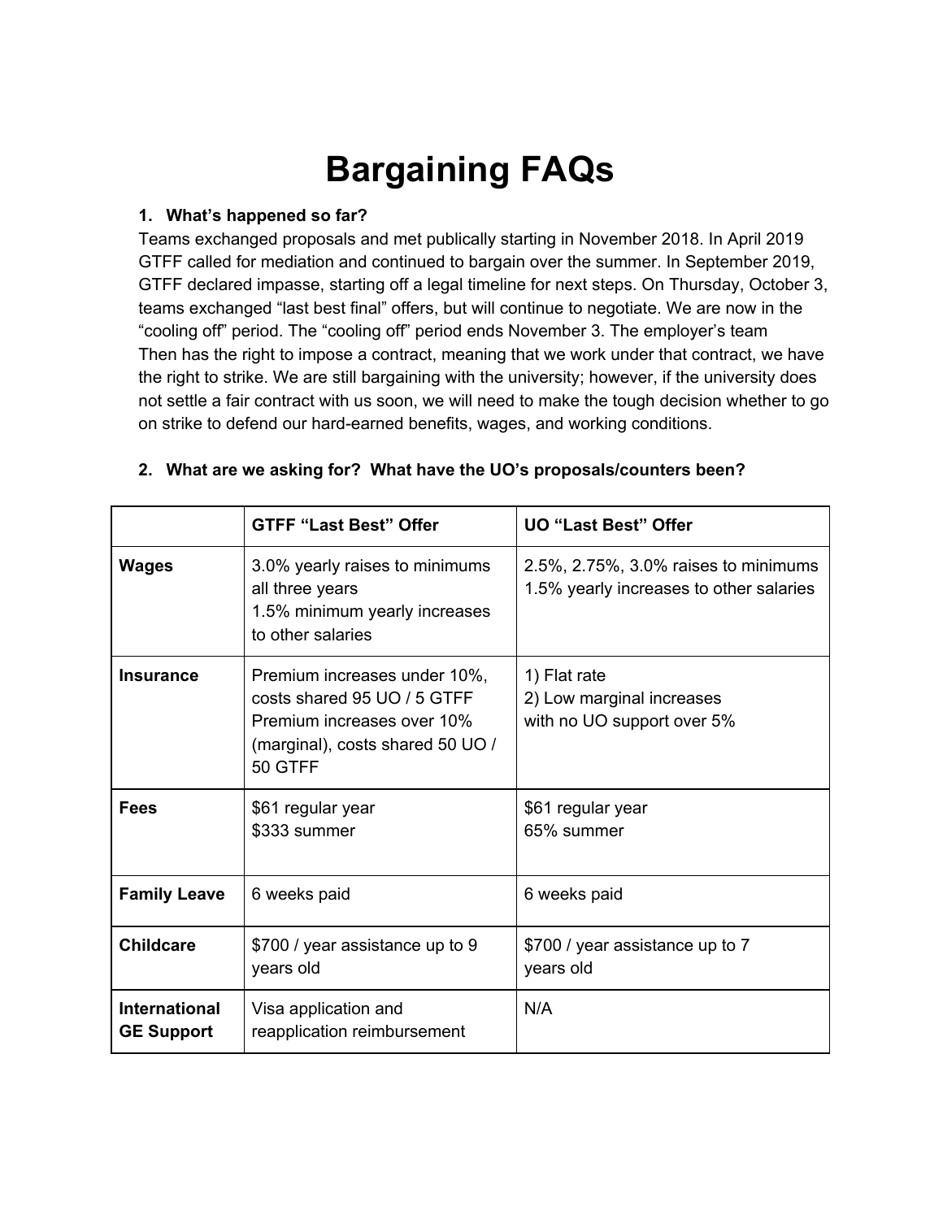# Bargaining FAQs

1. **What's happened so far?**

Teams exchanged proposals and met publically starting in November 2018. In April 2019 GTFF called for mediation and continued to bargain over the summer. In September 2019, GTFF declared impasse, starting off a legal timeline for next steps. On Thursday, October 3, teams exchanged "last best final" offers, but will continue to negotiate. We are now in the "cooling off" period. The "cooling off" period ends November 3. The employer's team Then has the right to impose a contract, meaning that we work under that contract, we have the right to strike. We are still bargaining with the university; however, if the university does not settle a fair contract with us soon, we will need to make the tough decision whether to go on strike to defend our hard-earned benefits, wages, and working conditions.

2. **What are we asking for? What have the UO's proposals/counters been?**

| | **GTFF "Last Best" Offer** | **UO "Last Best" Offer** |
|---|---|---|
| **Wages** | 3.0% yearly raises to minimums all three years<br>1.5% minimum yearly increases to other salaries | 2.5%, 2.75%, 3.0% raises to minimums<br>1.5% yearly increases to other salaries |
| **Insurance** | Premium increases under 10%, costs shared 95 UO / 5 GTFF<br>Premium increases over 10% (marginal), costs shared 50 UO / 50 GTFF | 1) Flat rate<br>2) Low marginal increases with no UO support over 5% |
| **Fees** | $61 regular year<br>$333 summer | $61 regular year<br>65% summer |
| **Family Leave** | 6 weeks paid | 6 weeks paid |
| **Childcare** | $700 / year assistance up to 9 years old | $700 / year assistance up to 7 years old |
| **International GE Support** | Visa application and reapplication reimbursement | N/A |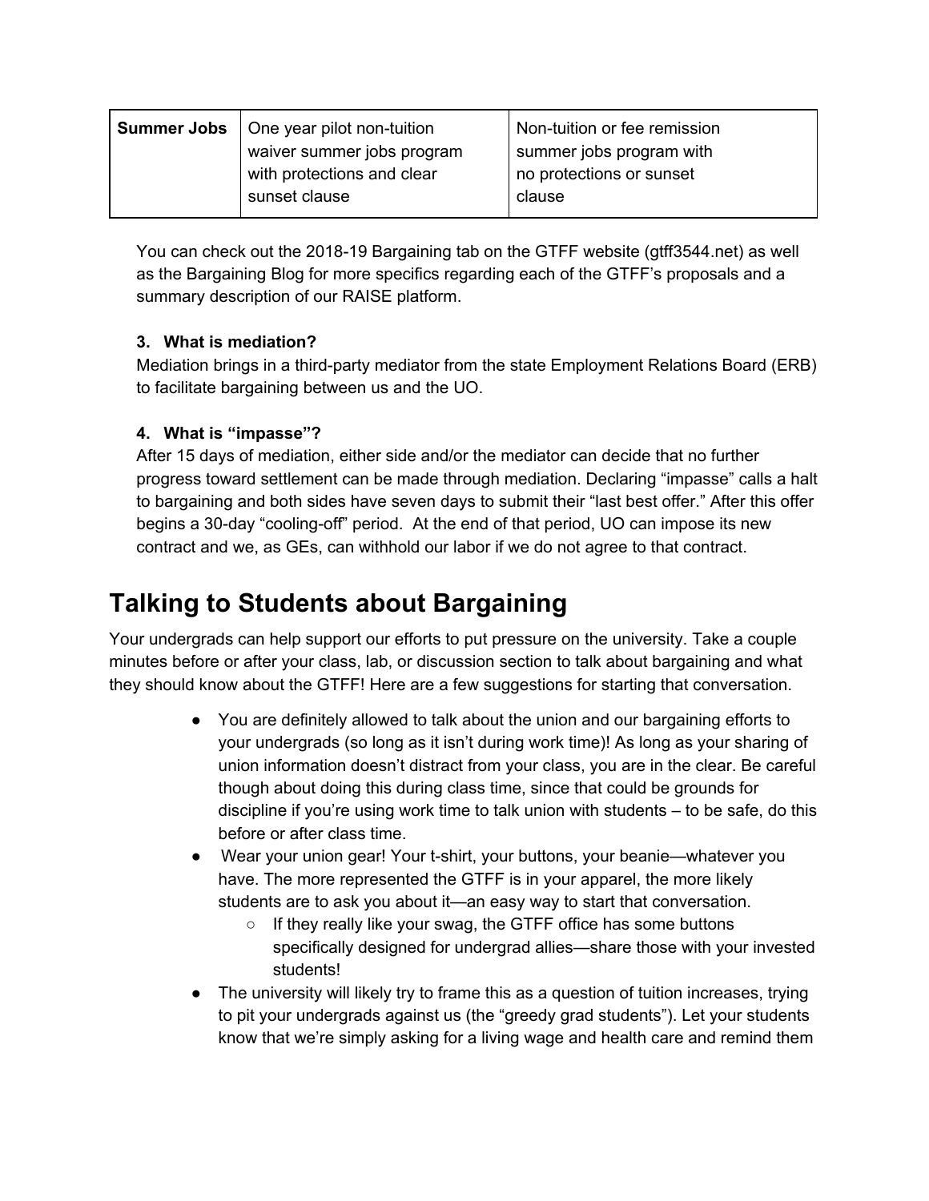| **Summer Jobs** | One year pilot non-tuition waiver summer jobs program with protections and clear sunset clause | Non-tuition or fee remission summer jobs program with no protections or sunset clause |
| --- | --- | --- |

You can check out the 2018-19 Bargaining tab on the GTFF website (gtff3544.net) as well as the Bargaining Blog for more specifics regarding each of the GTFF's proposals and a summary description of our RAISE platform.

3. **What is mediation?**

Mediation brings in a third-party mediator from the state Employment Relations Board (ERB) to facilitate bargaining between us and the UO.

4. **What is "impasse"?**

After 15 days of mediation, either side and/or the mediator can decide that no further progress toward settlement can be made through mediation. Declaring "impasse" calls a halt to bargaining and both sides have seven days to submit their "last best offer." After this offer begins a 30-day "cooling-off" period. At the end of that period, UO can impose its new contract and we, as GEs, can withhold our labor if we do not agree to that contract.

# Talking to Students about Bargaining

Your undergrads can help support our efforts to put pressure on the university. Take a couple minutes before or after your class, lab, or discussion section to talk about bargaining and what they should know about the GTFF! Here are a few suggestions for starting that conversation.

- You are definitely allowed to talk about the union and our bargaining efforts to your undergrads (so long as it isn't during work time)! As long as your sharing of union information doesn't distract from your class, you are in the clear. Be careful though about doing this during class time, since that could be grounds for discipline if you're using work time to talk union with students – to be safe, do this before or after class time.
- Wear your union gear! Your t-shirt, your buttons, your beanie—whatever you have. The more represented the GTFF is in your apparel, the more likely students are to ask you about it—an easy way to start that conversation.
  - If they really like your swag, the GTFF office has some buttons specifically designed for undergrad allies—share those with your invested students!
- The university will likely try to frame this as a question of tuition increases, trying to pit your undergrads against us (the "greedy grad students"). Let your students know that we're simply asking for a living wage and health care and remind them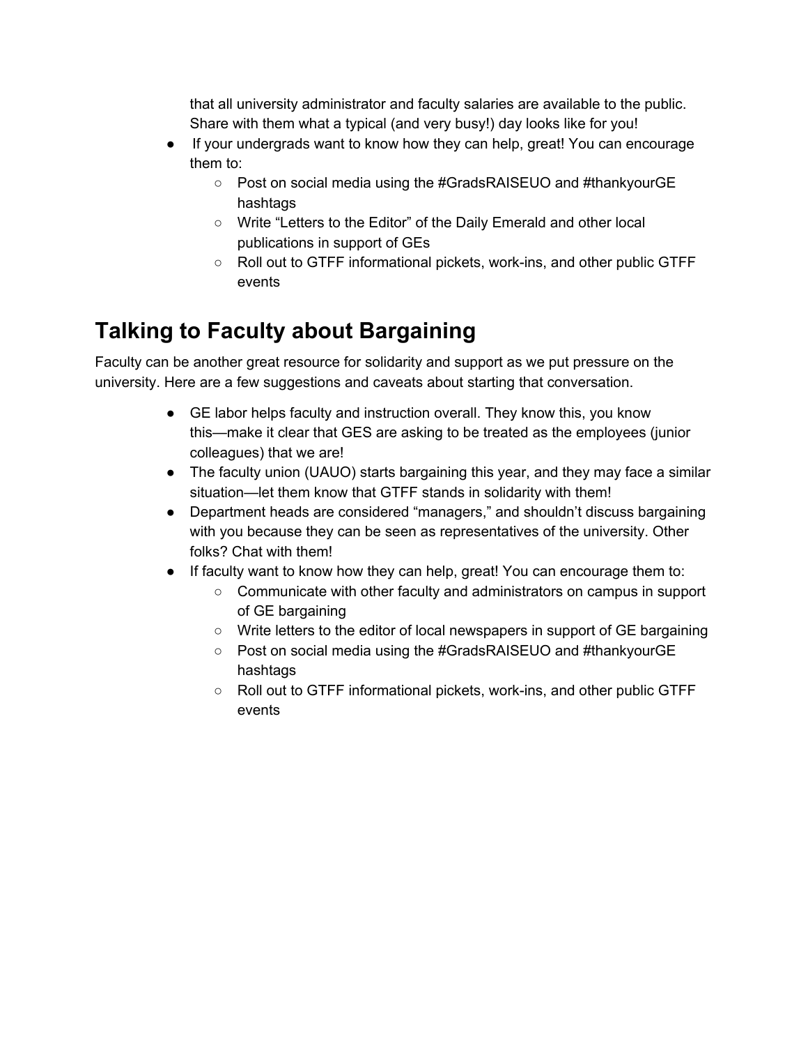that all university administrator and faculty salaries are available to the public. Share with them what a typical (and very busy!) day looks like for you!

- If your undergrads want to know how they can help, great! You can encourage them to:
  - Post on social media using the #GradsRAISEUO and #thankyourGE hashtags
  - Write "Letters to the Editor" of the Daily Emerald and other local publications in support of GEs
  - Roll out to GTFF informational pickets, work-ins, and other public GTFF events

# Talking to Faculty about Bargaining

Faculty can be another great resource for solidarity and support as we put pressure on the university. Here are a few suggestions and caveats about starting that conversation.

- GE labor helps faculty and instruction overall. They know this, you know this—make it clear that GES are asking to be treated as the employees (junior colleagues) that we are!
- The faculty union (UAUO) starts bargaining this year, and they may face a similar situation—let them know that GTFF stands in solidarity with them!
- Department heads are considered "managers," and shouldn't discuss bargaining with you because they can be seen as representatives of the university. Other folks? Chat with them!
- If faculty want to know how they can help, great! You can encourage them to:
  - Communicate with other faculty and administrators on campus in support of GE bargaining
  - Write letters to the editor of local newspapers in support of GE bargaining
  - Post on social media using the #GradsRAISEUO and #thankyourGE hashtags
  - Roll out to GTFF informational pickets, work-ins, and other public GTFF events